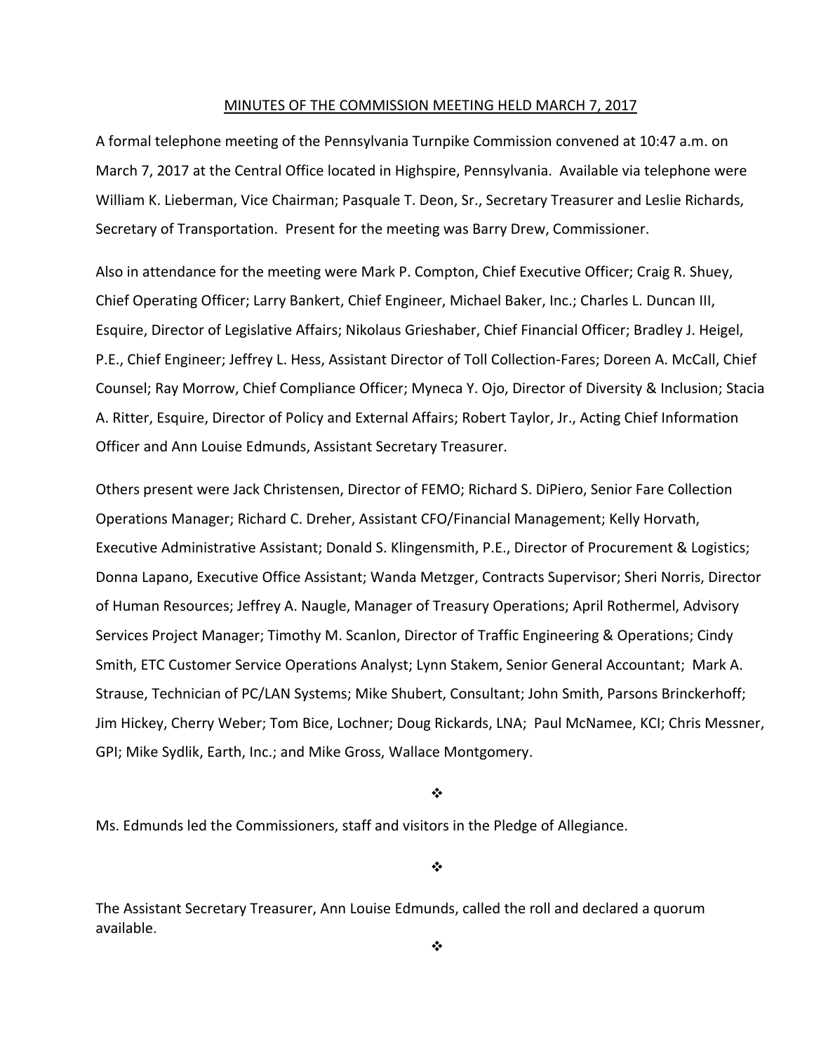MINUTES OF THE COMMISSION MEETING HELD MARCH 7, 2017

A formal telephone meeting of the Pennsylvania Turnpike Commission convened at 10:47 a.m. on March 7, 2017 at the Central Office located in Highspire, Pennsylvania. Available via telephone were William K. Lieberman, Vice Chairman; Pasquale T. Deon, Sr., Secretary Treasurer and Leslie Richards, Secretary of Transportation. Present for the meeting was Barry Drew, Commissioner.

Also in attendance for the meeting were Mark P. Compton, Chief Executive Officer; Craig R. Shuey, Chief Operating Officer; Larry Bankert, Chief Engineer, Michael Baker, Inc.; Charles L. Duncan III, Esquire, Director of Legislative Affairs; Nikolaus Grieshaber, Chief Financial Officer; Bradley J. Heigel, P.E., Chief Engineer; Jeffrey L. Hess, Assistant Director of Toll Collection-Fares; Doreen A. McCall, Chief Counsel; Ray Morrow, Chief Compliance Officer; Myneca Y. Ojo, Director of Diversity & Inclusion; Stacia A. Ritter, Esquire, Director of Policy and External Affairs; Robert Taylor, Jr., Acting Chief Information Officer and Ann Louise Edmunds, Assistant Secretary Treasurer.

Others present were Jack Christensen, Director of FEMO; Richard S. DiPiero, Senior Fare Collection Operations Manager; Richard C. Dreher, Assistant CFO/Financial Management; Kelly Horvath, Executive Administrative Assistant; Donald S. Klingensmith, P.E., Director of Procurement & Logistics; Donna Lapano, Executive Office Assistant; Wanda Metzger, Contracts Supervisor; Sheri Norris, Director of Human Resources; Jeffrey A. Naugle, Manager of Treasury Operations; April Rothermel, Advisory Services Project Manager; Timothy M. Scanlon, Director of Traffic Engineering & Operations; Cindy Smith, ETC Customer Service Operations Analyst; Lynn Stakem, Senior General Accountant; Mark A. Strause, Technician of PC/LAN Systems; Mike Shubert, Consultant; John Smith, Parsons Brinckerhoff; Jim Hickey, Cherry Weber; Tom Bice, Lochner; Doug Rickards, LNA; Paul McNamee, KCI; Chris Messner, GPI; Mike Sydlik, Earth, Inc.; and Mike Gross, Wallace Montgomery.

❖

Ms. Edmunds led the Commissioners, staff and visitors in the Pledge of Allegiance.

❖

The Assistant Secretary Treasurer, Ann Louise Edmunds, called the roll and declared a quorum available.

❖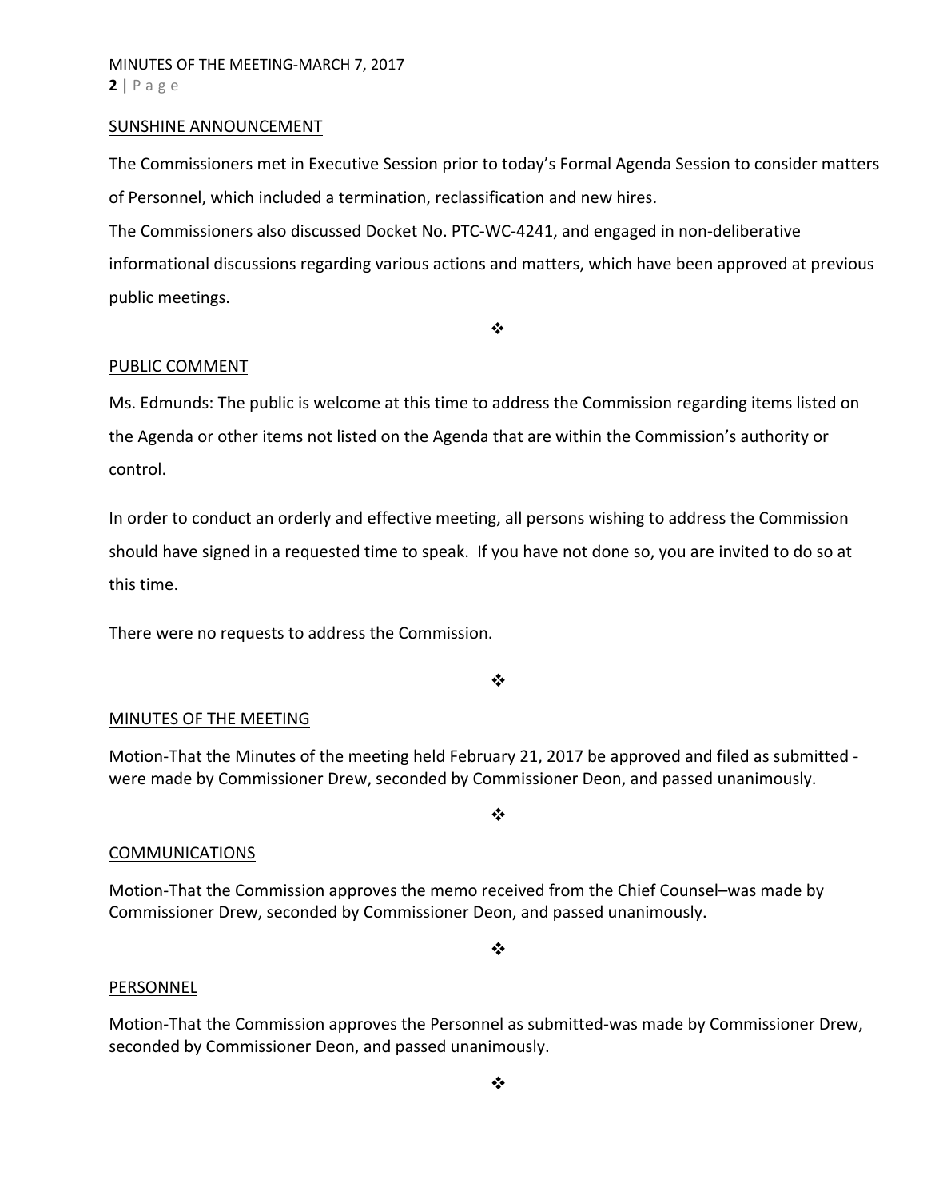## SUNSHINE ANNOUNCEMENT

The Commissioners met in Executive Session prior to today's Formal Agenda Session to consider matters of Personnel, which included a termination, reclassification and new hires.

The Commissioners also discussed Docket No. PTC-WC-4241, and engaged in non-deliberative informational discussions regarding various actions and matters, which have been approved at previous public meetings.

❖

## PUBLIC COMMENT

Ms. Edmunds: The public is welcome at this time to address the Commission regarding items listed on the Agenda or other items not listed on the Agenda that are within the Commission's authority or control.

In order to conduct an orderly and effective meeting, all persons wishing to address the Commission should have signed in a requested time to speak. If you have not done so, you are invited to do so at this time.

There were no requests to address the Commission.

❖

## MINUTES OF THE MEETING

Motion-That the Minutes of the meeting held February 21, 2017 be approved and filed as submitted - were made by Commissioner Drew, seconded by Commissioner Deon, and passed unanimously.

❖

## COMMUNICATIONS

Motion-That the Commission approves the memo received from the Chief Counsel–was made by Commissioner Drew, seconded by Commissioner Deon, and passed unanimously.

❖

## PERSONNEL

Motion-That the Commission approves the Personnel as submitted-was made by Commissioner Drew, seconded by Commissioner Deon, and passed unanimously.

❖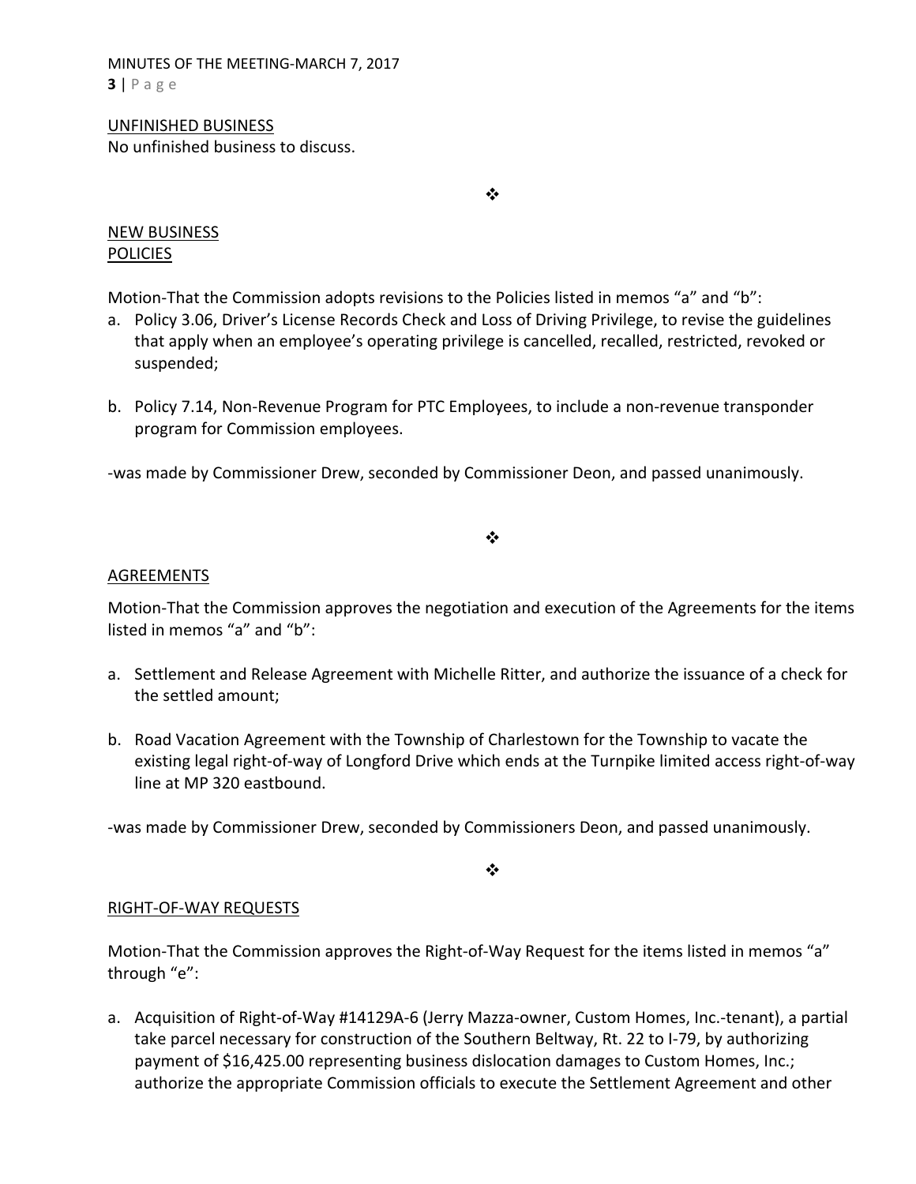UNFINISHED BUSINESS

No unfinished business to discuss.

❖

NEW BUSINESS

POLICIES

Motion-That the Commission adopts revisions to the Policies listed in memos "a" and "b":

a. Policy 3.06, Driver's License Records Check and Loss of Driving Privilege, to revise the guidelines that apply when an employee's operating privilege is cancelled, recalled, restricted, revoked or suspended;

b. Policy 7.14, Non-Revenue Program for PTC Employees, to include a non-revenue transponder program for Commission employees.

-was made by Commissioner Drew, seconded by Commissioner Deon, and passed unanimously.

❖

AGREEMENTS

Motion-That the Commission approves the negotiation and execution of the Agreements for the items listed in memos "a" and "b":

a. Settlement and Release Agreement with Michelle Ritter, and authorize the issuance of a check for the settled amount;

b. Road Vacation Agreement with the Township of Charlestown for the Township to vacate the existing legal right-of-way of Longford Drive which ends at the Turnpike limited access right-of-way line at MP 320 eastbound.

-was made by Commissioner Drew, seconded by Commissioners Deon, and passed unanimously.

❖

RIGHT-OF-WAY REQUESTS

Motion-That the Commission approves the Right-of-Way Request for the items listed in memos "a" through "e":

a. Acquisition of Right-of-Way #14129A-6 (Jerry Mazza-owner, Custom Homes, Inc.-tenant), a partial take parcel necessary for construction of the Southern Beltway, Rt. 22 to I-79, by authorizing payment of $16,425.00 representing business dislocation damages to Custom Homes, Inc.; authorize the appropriate Commission officials to execute the Settlement Agreement and other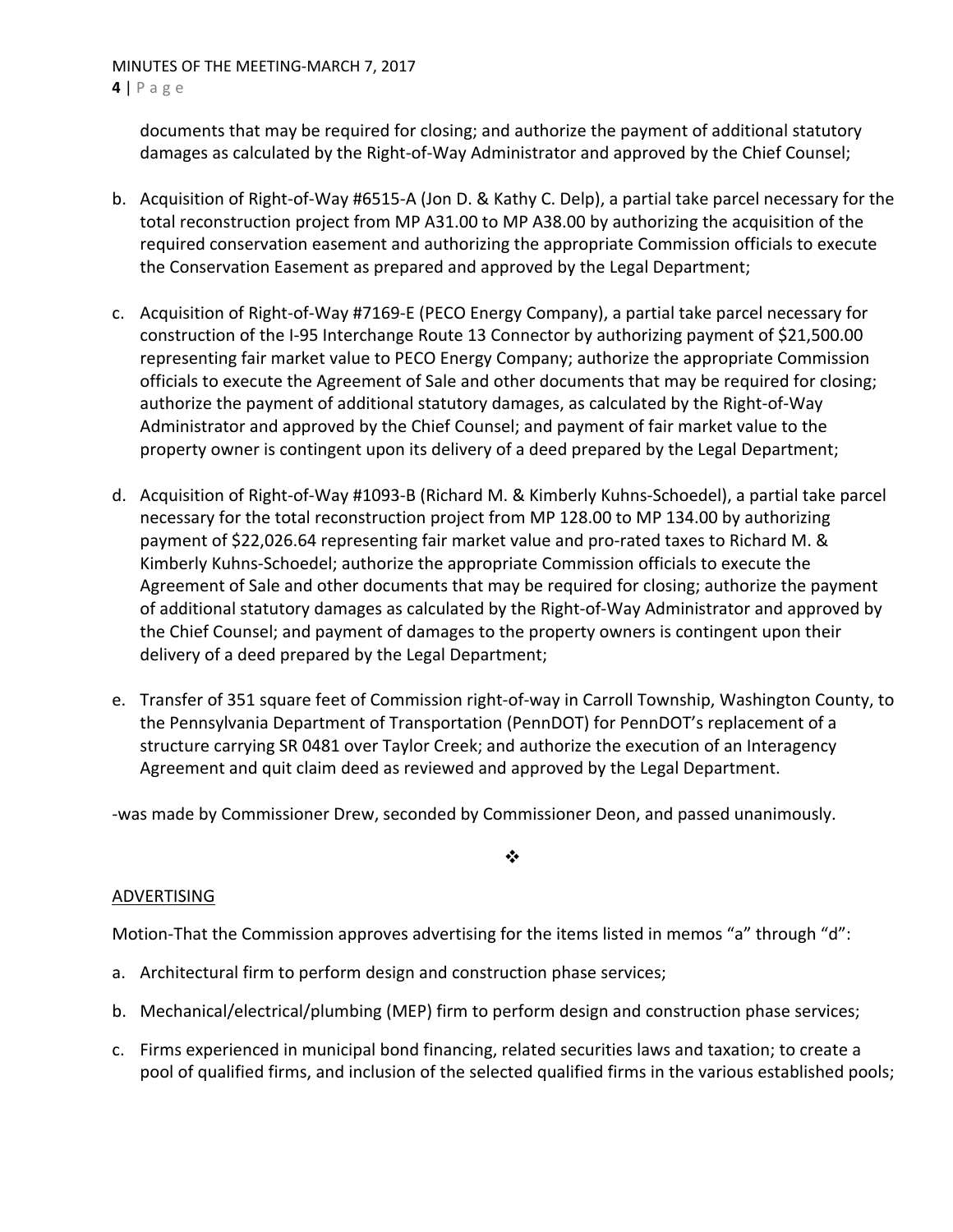documents that may be required for closing; and authorize the payment of additional statutory damages as calculated by the Right-of-Way Administrator and approved by the Chief Counsel;

b. Acquisition of Right-of-Way #6515-A (Jon D. & Kathy C. Delp), a partial take parcel necessary for the total reconstruction project from MP A31.00 to MP A38.00 by authorizing the acquisition of the required conservation easement and authorizing the appropriate Commission officials to execute the Conservation Easement as prepared and approved by the Legal Department;

c. Acquisition of Right-of-Way #7169-E (PECO Energy Company), a partial take parcel necessary for construction of the I-95 Interchange Route 13 Connector by authorizing payment of $21,500.00 representing fair market value to PECO Energy Company; authorize the appropriate Commission officials to execute the Agreement of Sale and other documents that may be required for closing; authorize the payment of additional statutory damages, as calculated by the Right-of-Way Administrator and approved by the Chief Counsel; and payment of fair market value to the property owner is contingent upon its delivery of a deed prepared by the Legal Department;

d. Acquisition of Right-of-Way #1093-B (Richard M. & Kimberly Kuhns-Schoedel), a partial take parcel necessary for the total reconstruction project from MP 128.00 to MP 134.00 by authorizing payment of $22,026.64 representing fair market value and pro-rated taxes to Richard M. & Kimberly Kuhns-Schoedel; authorize the appropriate Commission officials to execute the Agreement of Sale and other documents that may be required for closing; authorize the payment of additional statutory damages as calculated by the Right-of-Way Administrator and approved by the Chief Counsel; and payment of damages to the property owners is contingent upon their delivery of a deed prepared by the Legal Department;

e. Transfer of 351 square feet of Commission right-of-way in Carroll Township, Washington County, to the Pennsylvania Department of Transportation (PennDOT) for PennDOT's replacement of a structure carrying SR 0481 over Taylor Creek; and authorize the execution of an Interagency Agreement and quit claim deed as reviewed and approved by the Legal Department.

-was made by Commissioner Drew, seconded by Commissioner Deon, and passed unanimously.

❖

ADVERTISING

Motion-That the Commission approves advertising for the items listed in memos "a" through "d":

a. Architectural firm to perform design and construction phase services;

b. Mechanical/electrical/plumbing (MEP) firm to perform design and construction phase services;

c. Firms experienced in municipal bond financing, related securities laws and taxation; to create a pool of qualified firms, and inclusion of the selected qualified firms in the various established pools;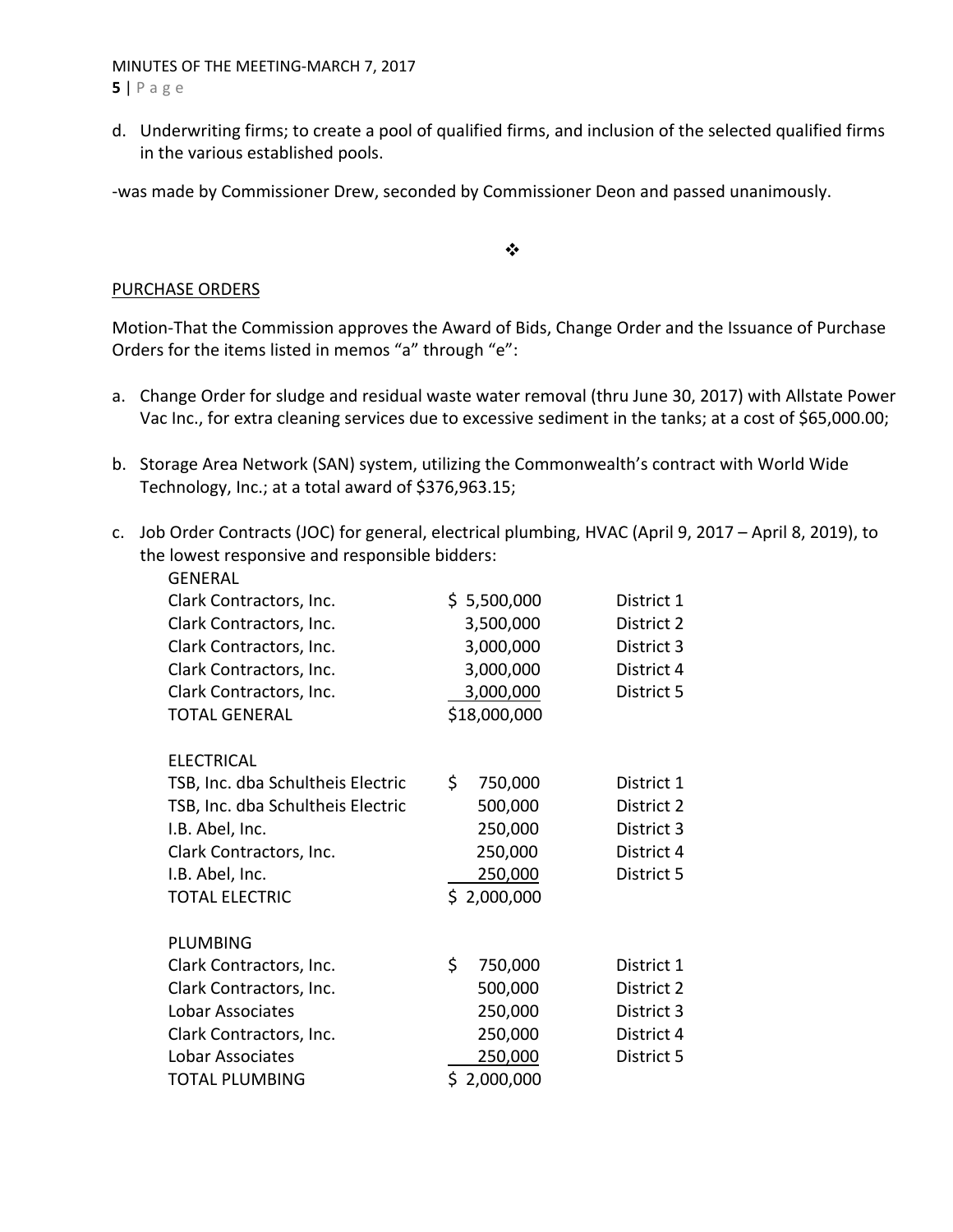d. Underwriting firms; to create a pool of qualified firms, and inclusion of the selected qualified firms in the various established pools.

-was made by Commissioner Drew, seconded by Commissioner Deon and passed unanimously.

❖

PURCHASE ORDERS

Motion-That the Commission approves the Award of Bids, Change Order and the Issuance of Purchase Orders for the items listed in memos "a" through "e":

a. Change Order for sludge and residual waste water removal (thru June 30, 2017) with Allstate Power Vac Inc., for extra cleaning services due to excessive sediment in the tanks; at a cost of $65,000.00;

b. Storage Area Network (SAN) system, utilizing the Commonwealth's contract with World Wide Technology, Inc.; at a total award of $376,963.15;

c. Job Order Contracts (JOC) for general, electrical plumbing, HVAC (April 9, 2017 – April 8, 2019), to the lowest responsive and responsible bidders:

| | | |
|---|---|---|
| GENERAL | | |
| Clark Contractors, Inc. | $ 5,500,000 | District 1 |
| Clark Contractors, Inc. | 3,500,000 | District 2 |
| Clark Contractors, Inc. | 3,000,000 | District 3 |
| Clark Contractors, Inc. | 3,000,000 | District 4 |
| Clark Contractors, Inc. | 3,000,000 | District 5 |
| TOTAL GENERAL | $18,000,000 | |
| | | |
| ELECTRICAL | | |
| TSB, Inc. dba Schultheis Electric | $ 750,000 | District 1 |
| TSB, Inc. dba Schultheis Electric | 500,000 | District 2 |
| I.B. Abel, Inc. | 250,000 | District 3 |
| Clark Contractors, Inc. | 250,000 | District 4 |
| I.B. Abel, Inc. | 250,000 | District 5 |
| TOTAL ELECTRIC | $ 2,000,000 | |
| | | |
| PLUMBING | | |
| Clark Contractors, Inc. | $ 750,000 | District 1 |
| Clark Contractors, Inc. | 500,000 | District 2 |
| Lobar Associates | 250,000 | District 3 |
| Clark Contractors, Inc. | 250,000 | District 4 |
| Lobar Associates | 250,000 | District 5 |
| TOTAL PLUMBING | $ 2,000,000 | |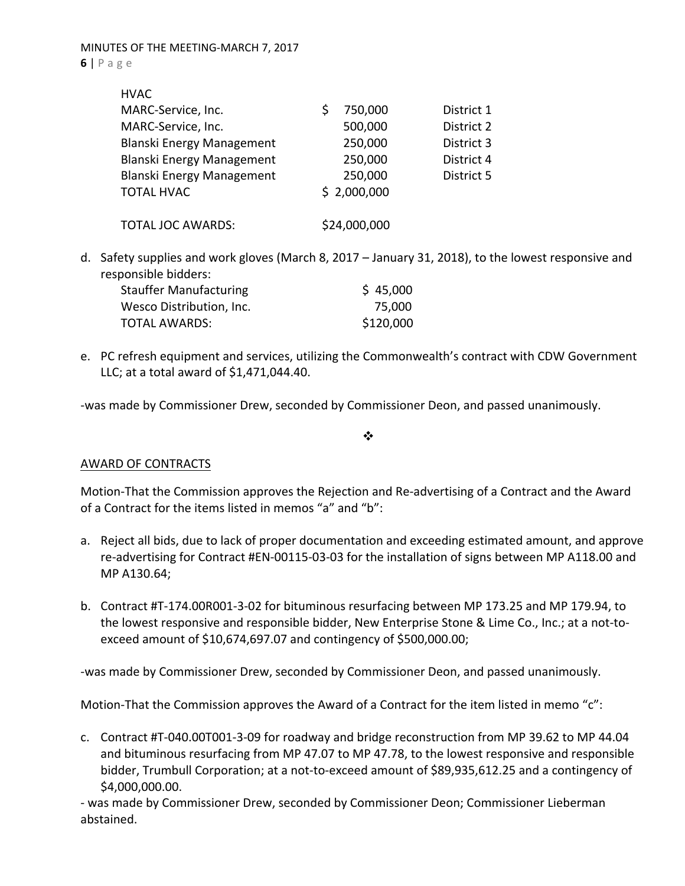| HVAC | | |
|---|---|---|
| MARC-Service, Inc. | $ 750,000 | District 1 |
| MARC-Service, Inc. | 500,000 | District 2 |
| Blanski Energy Management | 250,000 | District 3 |
| Blanski Energy Management | 250,000 | District 4 |
| Blanski Energy Management | 250,000 | District 5 |
| TOTAL HVAC | $ 2,000,000 | |
| | | |
| TOTAL JOC AWARDS: | $24,000,000 | |

d. Safety supplies and work gloves (March 8, 2017 – January 31, 2018), to the lowest responsive and responsible bidders:

| | |
|---|---|
| Stauffer Manufacturing | $ 45,000 |
| Wesco Distribution, Inc. | 75,000 |
| TOTAL AWARDS: | $120,000 |

e. PC refresh equipment and services, utilizing the Commonwealth's contract with CDW Government LLC; at a total award of $1,471,044.40.

-was made by Commissioner Drew, seconded by Commissioner Deon, and passed unanimously.

❖

AWARD OF CONTRACTS

Motion-That the Commission approves the Rejection and Re-advertising of a Contract and the Award of a Contract for the items listed in memos "a" and "b":

a. Reject all bids, due to lack of proper documentation and exceeding estimated amount, and approve re-advertising for Contract #EN-00115-03-03 for the installation of signs between MP A118.00 and MP A130.64;

b. Contract #T-174.00R001-3-02 for bituminous resurfacing between MP 173.25 and MP 179.94, to the lowest responsive and responsible bidder, New Enterprise Stone & Lime Co., Inc.; at a not-to-exceed amount of $10,674,697.07 and contingency of $500,000.00;

-was made by Commissioner Drew, seconded by Commissioner Deon, and passed unanimously.

Motion-That the Commission approves the Award of a Contract for the item listed in memo "c":

c. Contract #T-040.00T001-3-09 for roadway and bridge reconstruction from MP 39.62 to MP 44.04 and bituminous resurfacing from MP 47.07 to MP 47.78, to the lowest responsive and responsible bidder, Trumbull Corporation; at a not-to-exceed amount of $89,935,612.25 and a contingency of $4,000,000.00.

- was made by Commissioner Drew, seconded by Commissioner Deon; Commissioner Lieberman abstained.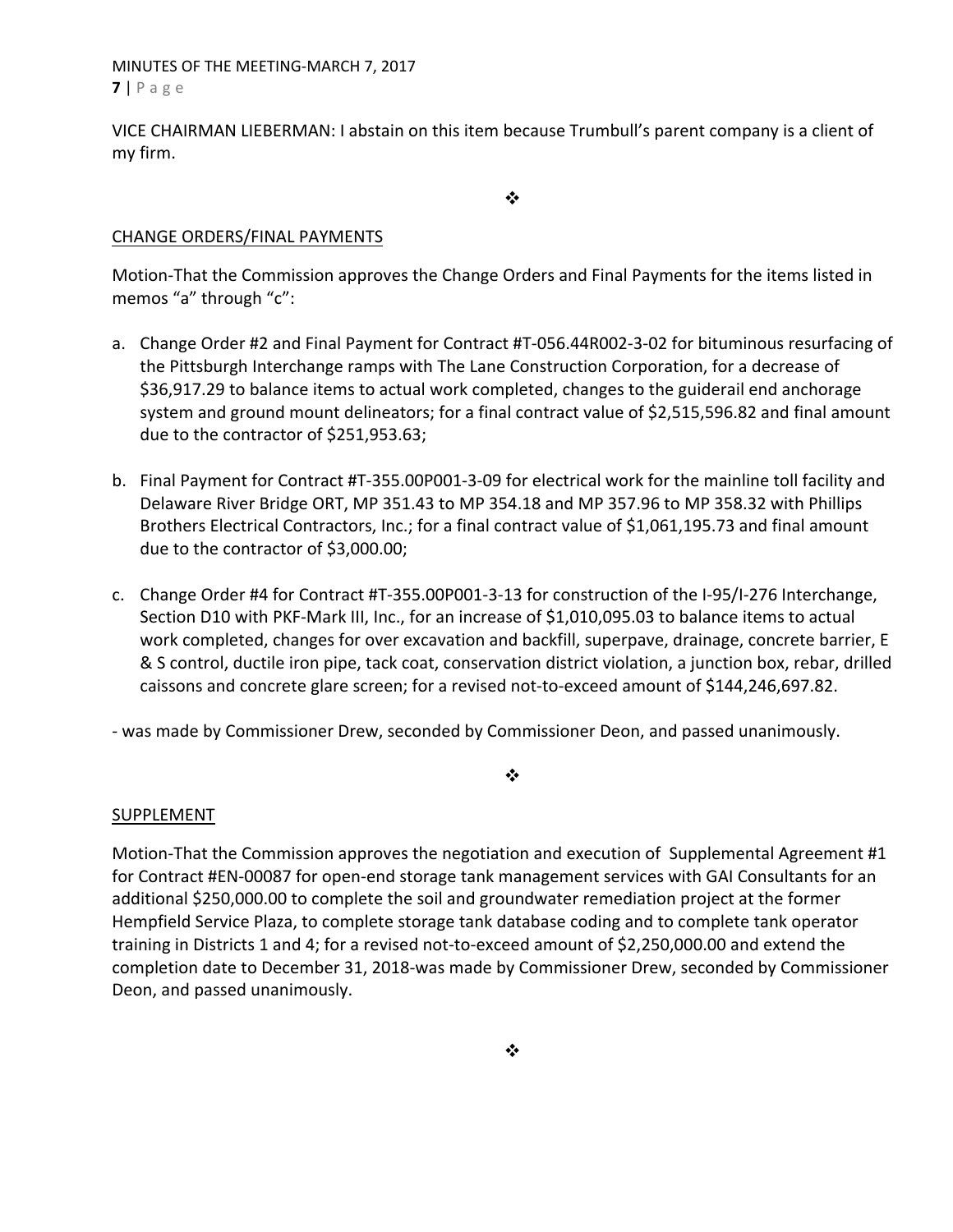VICE CHAIRMAN LIEBERMAN: I abstain on this item because Trumbull's parent company is a client of my firm.

❖

CHANGE ORDERS/FINAL PAYMENTS

Motion-That the Commission approves the Change Orders and Final Payments for the items listed in memos "a" through "c":

a. Change Order #2 and Final Payment for Contract #T-056.44R002-3-02 for bituminous resurfacing of the Pittsburgh Interchange ramps with The Lane Construction Corporation, for a decrease of $36,917.29 to balance items to actual work completed, changes to the guiderail end anchorage system and ground mount delineators; for a final contract value of $2,515,596.82 and final amount due to the contractor of $251,953.63;

b. Final Payment for Contract #T-355.00P001-3-09 for electrical work for the mainline toll facility and Delaware River Bridge ORT, MP 351.43 to MP 354.18 and MP 357.96 to MP 358.32 with Phillips Brothers Electrical Contractors, Inc.; for a final contract value of $1,061,195.73 and final amount due to the contractor of $3,000.00;

c. Change Order #4 for Contract #T-355.00P001-3-13 for construction of the I-95/I-276 Interchange, Section D10 with PKF-Mark III, Inc., for an increase of $1,010,095.03 to balance items to actual work completed, changes for over excavation and backfill, superpave, drainage, concrete barrier, E & S control, ductile iron pipe, tack coat, conservation district violation, a junction box, rebar, drilled caissons and concrete glare screen; for a revised not-to-exceed amount of $144,246,697.82.

- was made by Commissioner Drew, seconded by Commissioner Deon, and passed unanimously.

❖

SUPPLEMENT

Motion-That the Commission approves the negotiation and execution of Supplemental Agreement #1 for Contract #EN-00087 for open-end storage tank management services with GAI Consultants for an additional $250,000.00 to complete the soil and groundwater remediation project at the former Hempfield Service Plaza, to complete storage tank database coding and to complete tank operator training in Districts 1 and 4; for a revised not-to-exceed amount of $2,250,000.00 and extend the completion date to December 31, 2018-was made by Commissioner Drew, seconded by Commissioner Deon, and passed unanimously.

❖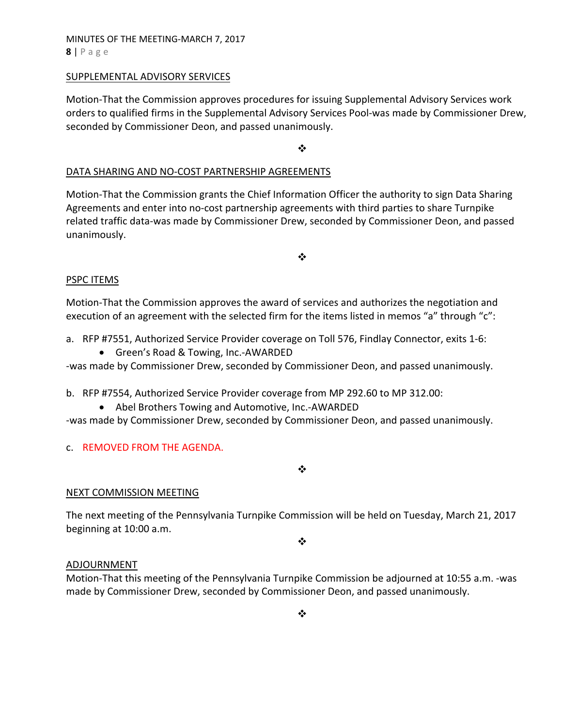SUPPLEMENTAL ADVISORY SERVICES

Motion-That the Commission approves procedures for issuing Supplemental Advisory Services work orders to qualified firms in the Supplemental Advisory Services Pool-was made by Commissioner Drew, seconded by Commissioner Deon, and passed unanimously.

❖

DATA SHARING AND NO-COST PARTNERSHIP AGREEMENTS

Motion-That the Commission grants the Chief Information Officer the authority to sign Data Sharing Agreements and enter into no-cost partnership agreements with third parties to share Turnpike related traffic data-was made by Commissioner Drew, seconded by Commissioner Deon, and passed unanimously.

❖

PSPC ITEMS

Motion-That the Commission approves the award of services and authorizes the negotiation and execution of an agreement with the selected firm for the items listed in memos "a" through "c":

a. RFP #7551, Authorized Service Provider coverage on Toll 576, Findlay Connector, exits 1-6:
   - Green's Road & Towing, Inc.-AWARDED

-was made by Commissioner Drew, seconded by Commissioner Deon, and passed unanimously.

b. RFP #7554, Authorized Service Provider coverage from MP 292.60 to MP 312.00:
   - Abel Brothers Towing and Automotive, Inc.-AWARDED

-was made by Commissioner Drew, seconded by Commissioner Deon, and passed unanimously.

c. REMOVED FROM THE AGENDA.

❖

NEXT COMMISSION MEETING

The next meeting of the Pennsylvania Turnpike Commission will be held on Tuesday, March 21, 2017 beginning at 10:00 a.m.

❖

ADJOURNMENT

Motion-That this meeting of the Pennsylvania Turnpike Commission be adjourned at 10:55 a.m. -was made by Commissioner Drew, seconded by Commissioner Deon, and passed unanimously.

❖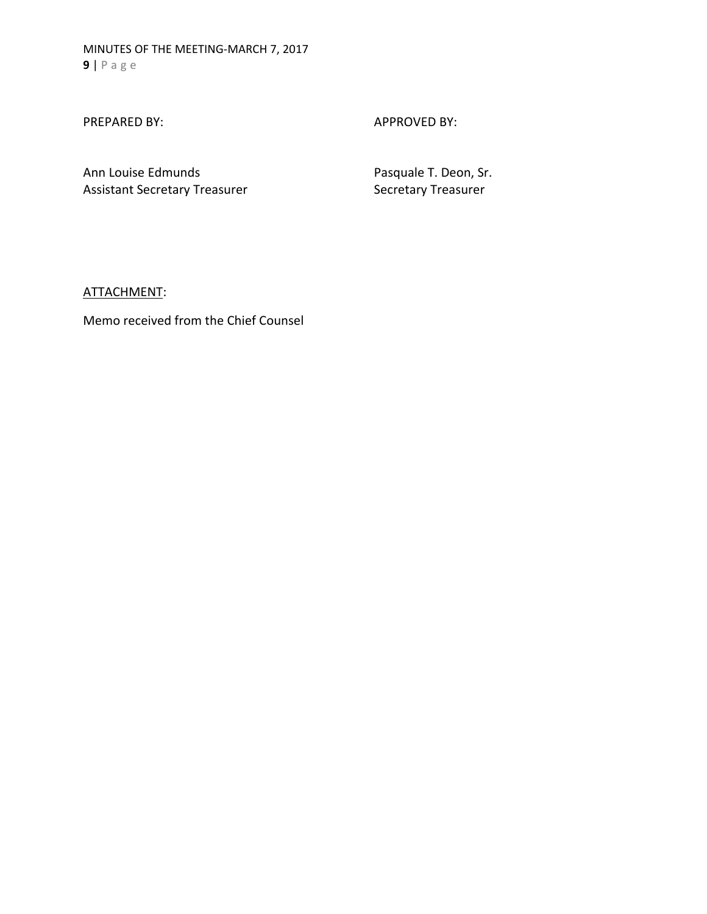PREPARED BY:

Ann Louise Edmunds
Assistant Secretary Treasurer

APPROVED BY:

Pasquale T. Deon, Sr.
Secretary Treasurer

ATTACHMENT:

Memo received from the Chief Counsel